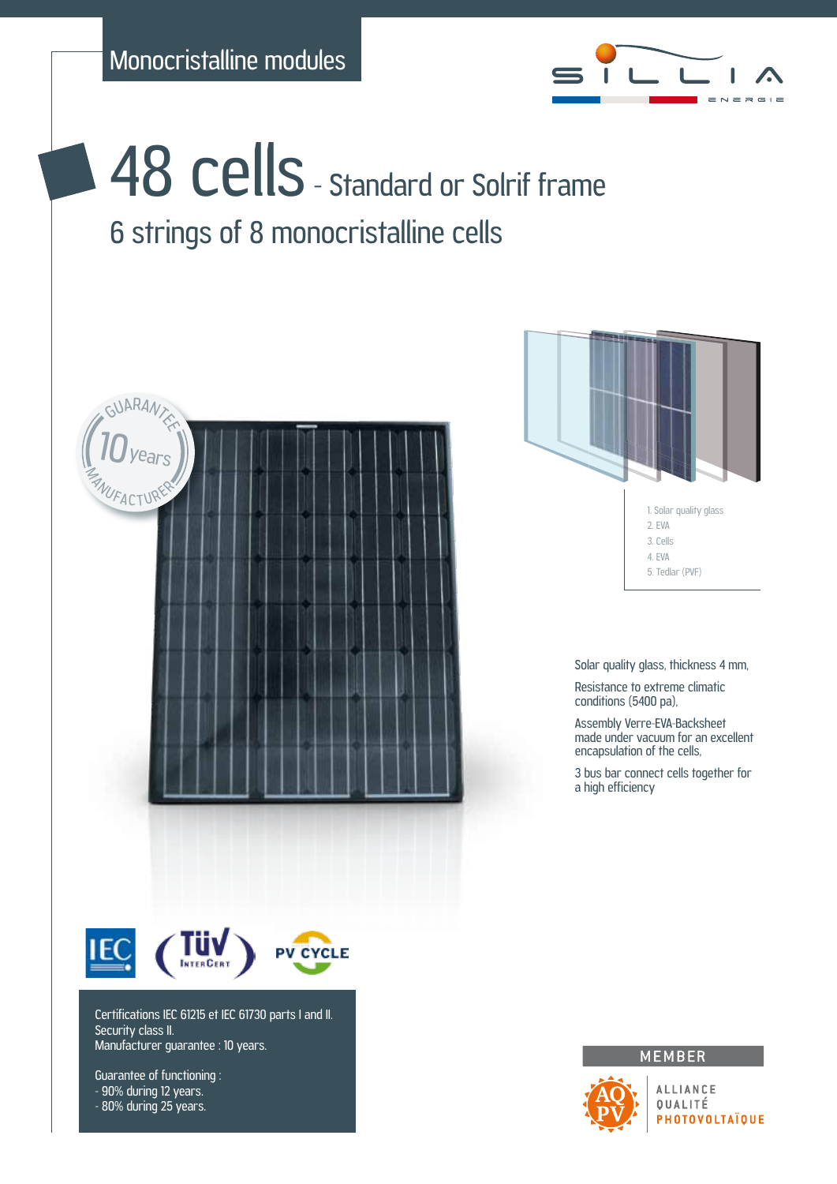Monocristalline modules

# 48 cells - Standard or Solrif frame

## 6 strings of 8 monocristalline cells

GUARANTEE 10 years MANUFACTURER

1. Solar quality glass
2. EVA
3. Cells
4. EVA
5. Tedlar (PVF)

Solar quality glass, thickness 4 mm,

Resistance to extreme climatic conditions (5400 pa),

Assembly Verre-EVA-Backsheet made under vacuum for an excellent encapsulation of the cells,

3 bus bar connect cells together for a high efficiency

Certifications IEC 61215 et IEC 61730 parts I and II.
Security class II.
Manufacturer guarantee : 10 years.

Guarantee of functioning :
- 90% during 12 years.
- 80% during 25 years.

MEMBER

ALLIANCE QUALITÉ PHOTOVOLTAÏQUE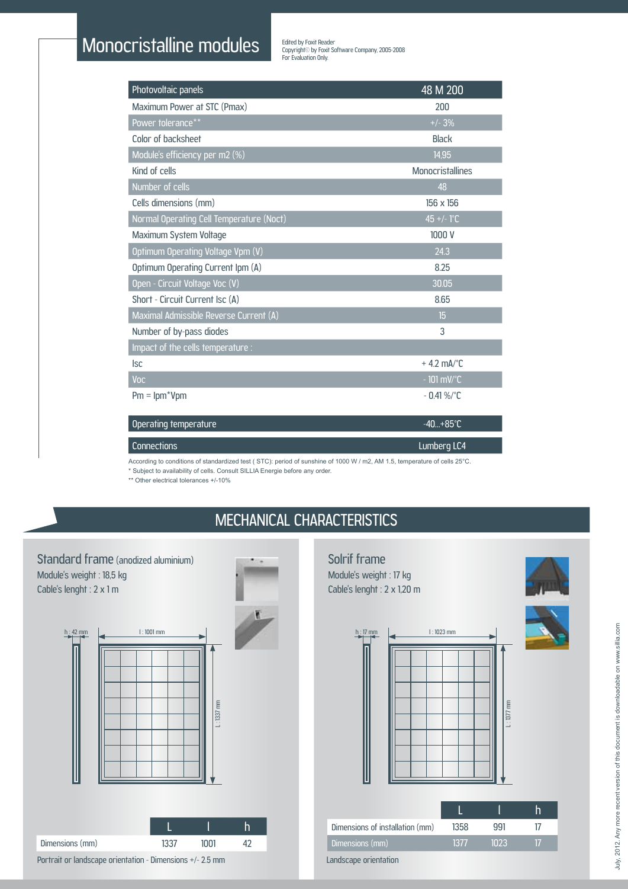# Monocristalline modules

Edited by Foxit Reader
Copyright© by Foxit Software Company, 2005-2008
For Evaluation Only.

| Photovoltaic panels | 48 M 200 |
|---|---|
| Maximum Power at STC (Pmax) | 200 |
| Power tolerance** | +/- 3% |
| Color of backsheet | Black |
| Module's efficiency per m2 (%) | 14,95 |
| Kind of cells | Monocristallines |
| Number of cells | 48 |
| Cells dimensions (mm) | 156 x 156 |
| Normal Operating Cell Temperature (Noct) | 45 +/- 1°C |
| Maximum System Voltage | 1000 V |
| Optimum Operating Voltage Vpm (V) | 24.3 |
| Optimum Operating Current Ipm (A) | 8.25 |
| Open - Circuit Voltage Voc (V) | 30.05 |
| Short - Circuit Current Isc (A) | 8.65 |
| Maximal Admissible Reverse Current (A) | 15 |
| Number of by-pass diodes | 3 |
| Impact of the cells temperature : | |
| Isc | + 4.2 mA/°C |
| Voc | - 101 mV/°C |
| Pm = Ipm*Vpm | - 0.41 %/°C |
| Operating temperature | -40...+85°C |
| Connections | Lumberg LC4 |

According to conditions of standardized test ( STC): period of sunshine of 1000 W / m2, AM 1.5, temperature of cells 25°C.
* Subject to availability of cells. Consult SILLIA Energie before any order.
** Other electrical tolerances +/-10%

## MECHANICAL CHARACTERISTICS

### Standard frame (anodized aluminium)

Module's weight : 18,5 kg
Cable's lenght : 2 x 1 m

h : 42 mm
l : 1001 mm
L : 1337 mm

| | L | l | h |
|---|---|---|---|
| Dimensions (mm) | 1337 | 1001 | 42 |

Portrait or landscape orientation - Dimensions +/- 2.5 mm

### Solrif frame

Module's weight : 17 kg
Cable's lenght : 2 x 1,20 m

h : 17 mm
l : 1023 mm
L : 1377 mm

| | L | l | h |
|---|---|---|---|
| Dimensions of installation (mm) | 1358 | 991 | 17 |
| Dimensions (mm) | 1377 | 1023 | 17 |

Landscape orientation

July, 2012. Any more recent version of this document is downloadable on www.sillia.com